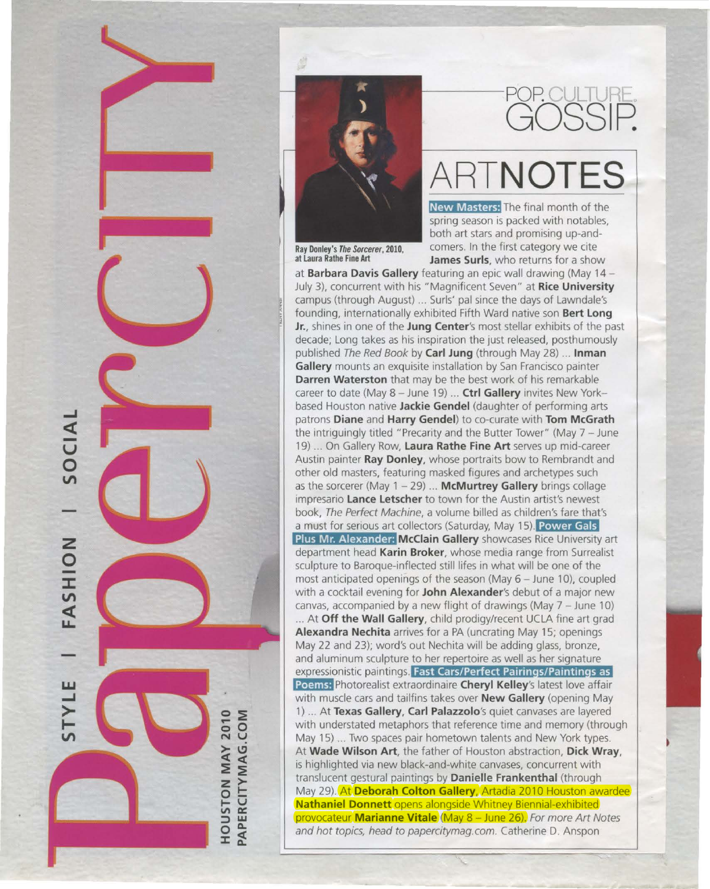# POP. CULTURE. GOSSIP.

## ARTNOTES

Ray Donley's *The Sorcerer*, 2010, at Laura Rathe Fine Art

**New Masters:** The final month of the spring season is packed with notables, both art stars and promising up-and-comers. In the first category we cite **James Surls**, who returns for a show at **Barbara Davis Gallery** featuring an epic wall drawing (May 14 – July 3), concurrent with his "Magnificent Seven" at **Rice University** campus (through August) ... Surls' pal since the days of Lawndale's founding, internationally exhibited Fifth Ward native son **Bert Long Jr.**, shines in one of the **Jung Center**'s most stellar exhibits of the past decade; Long takes as his inspiration the just released, posthumously published *The Red Book* by **Carl Jung** (through May 28) ... **Inman Gallery** mounts an exquisite installation by San Francisco painter **Darren Waterston** that may be the best work of his remarkable career to date (May 8 – June 19) ... **Ctrl Gallery** invites New York–based Houston native **Jackie Gendel** (daughter of performing arts patrons **Diane** and **Harry Gendel**) to co-curate with **Tom McGrath** the intriguingly titled "Precarity and the Butter Tower" (May 7 – June 19) ... On Gallery Row, **Laura Rathe Fine Art** serves up mid-career Austin painter **Ray Donley**, whose portraits bow to Rembrandt and other old masters, featuring masked figures and archetypes such as the sorcerer (May 1 – 29) ... **McMurtrey Gallery** brings collage impresario **Lance Letscher** to town for the Austin artist's newest book, *The Perfect Machine*, a volume billed as children's fare that's a must for serious art collectors (Saturday, May 15). **Power Gals Plus Mr. Alexander:** **McClain Gallery** showcases Rice University art department head **Karin Broker**, whose media range from Surrealist sculpture to Baroque-inflected still lifes in what will be one of the most anticipated openings of the season (May 6 – June 10), coupled with a cocktail evening for **John Alexander**'s debut of a major new canvas, accompanied by a new flight of drawings (May 7 – June 10) ... At **Off the Wall Gallery**, child prodigy/recent UCLA fine art grad **Alexandra Nechita** arrives for a PA (uncrating May 15; openings May 22 and 23); word's out Nechita will be adding glass, bronze, and aluminum sculpture to her repertoire as well as her signature expressionistic paintings. **Fast Cars/Perfect Pairings/Paintings as Poems:** Photorealist extraordinaire **Cheryl Kelley**'s latest love affair with muscle cars and tailfins takes over **New Gallery** (opening May 1) ... At **Texas Gallery**, **Carl Palazzolo**'s quiet canvases are layered with understated metaphors that reference time and memory (through May 15) ... Two spaces pair hometown talents and New York types. At **Wade Wilson Art**, the father of Houston abstraction, **Dick Wray**, is highlighted via new black-and-white canvases, concurrent with translucent gestural paintings by **Danielle Frankenthal** (through May 29). At **Deborah Colton Gallery**, Artadia 2010 Houston awardee **Nathaniel Donnett** opens alongside Whitney Biennial-exhibited provocateur **Marianne Vitale** (May 8 – June 26). *For more Art Notes and hot topics, head to papercitymag.com.* Catherine D. Anspon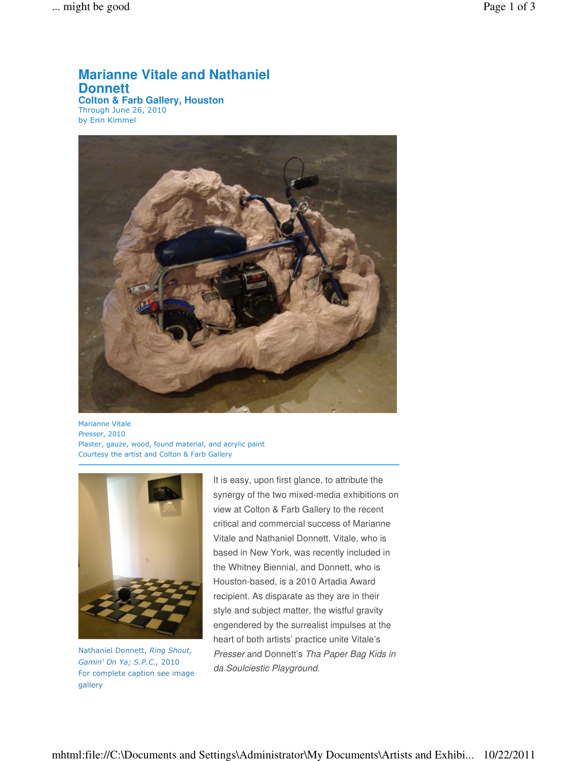# Marianne Vitale and Nathaniel Donnett

## Colton & Farb Gallery, Houston

Through June 26, 2010

by Erin Kimmel

Marianne Vitale
*Presser*, 2010
Plaster, gauze, wood, found material, and acrylic paint
Courtesy the artist and Colton & Farb Gallery

Nathaniel Donnett, *Ring Shout, Gamin' On Ya; S.P.C.*, 2010
For complete caption see image gallery

It is easy, upon first glance, to attribute the synergy of the two mixed-media exhibitions on view at Colton & Farb Gallery to the recent critical and commercial success of Marianne Vitale and Nathaniel Donnett. Vitale, who is based in New York, was recently included in the Whitney Biennial, and Donnett, who is Houston-based, is a 2010 Artadia Award recipient. As disparate as they are in their style and subject matter, the wistful gravity engendered by the surrealist impulses at the heart of both artists' practice unite Vitale's *Presser* and Donnett's *Tha Paper Bag Kids in da Soulciestic Playground*.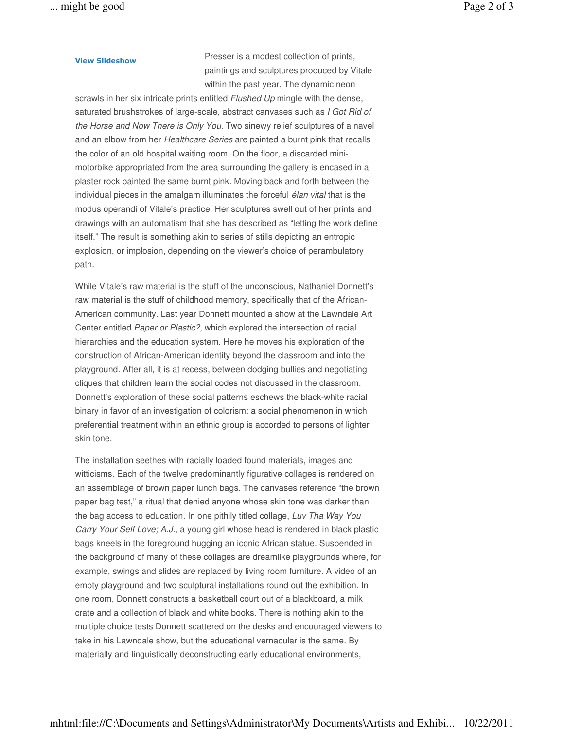View Slideshow

Presser is a modest collection of prints, paintings and sculptures produced by Vitale within the past year. The dynamic neon scrawls in her six intricate prints entitled *Flushed Up* mingle with the dense, saturated brushstrokes of large-scale, abstract canvases such as *I Got Rid of the Horse and Now There is Only You*. Two sinewy relief sculptures of a navel and an elbow from her *Healthcare Series* are painted a burnt pink that recalls the color of an old hospital waiting room. On the floor, a discarded mini-motorbike appropriated from the area surrounding the gallery is encased in a plaster rock painted the same burnt pink. Moving back and forth between the individual pieces in the amalgam illuminates the forceful *élan vital* that is the modus operandi of Vitale's practice. Her sculptures swell out of her prints and drawings with an automatism that she has described as "letting the work define itself." The result is something akin to series of stills depicting an entropic explosion, or implosion, depending on the viewer's choice of perambulatory path.

While Vitale's raw material is the stuff of the unconscious, Nathaniel Donnett's raw material is the stuff of childhood memory, specifically that of the African-American community. Last year Donnett mounted a show at the Lawndale Art Center entitled *Paper or Plastic?*, which explored the intersection of racial hierarchies and the education system. Here he moves his exploration of the construction of African-American identity beyond the classroom and into the playground. After all, it is at recess, between dodging bullies and negotiating cliques that children learn the social codes not discussed in the classroom. Donnett's exploration of these social patterns eschews the black-white racial binary in favor of an investigation of colorism: a social phenomenon in which preferential treatment within an ethnic group is accorded to persons of lighter skin tone.

The installation seethes with racially loaded found materials, images and witticisms. Each of the twelve predominantly figurative collages is rendered on an assemblage of brown paper lunch bags. The canvases reference "the brown paper bag test," a ritual that denied anyone whose skin tone was darker than the bag access to education. In one pithily titled collage, *Luv Tha Way You Carry Your Self Love; A.J.*, a young girl whose head is rendered in black plastic bags kneels in the foreground hugging an iconic African statue. Suspended in the background of many of these collages are dreamlike playgrounds where, for example, swings and slides are replaced by living room furniture. A video of an empty playground and two sculptural installations round out the exhibition. In one room, Donnett constructs a basketball court out of a blackboard, a milk crate and a collection of black and white books. There is nothing akin to the multiple choice tests Donnett scattered on the desks and encouraged viewers to take in his Lawndale show, but the educational vernacular is the same. By materially and linguistically deconstructing early educational environments,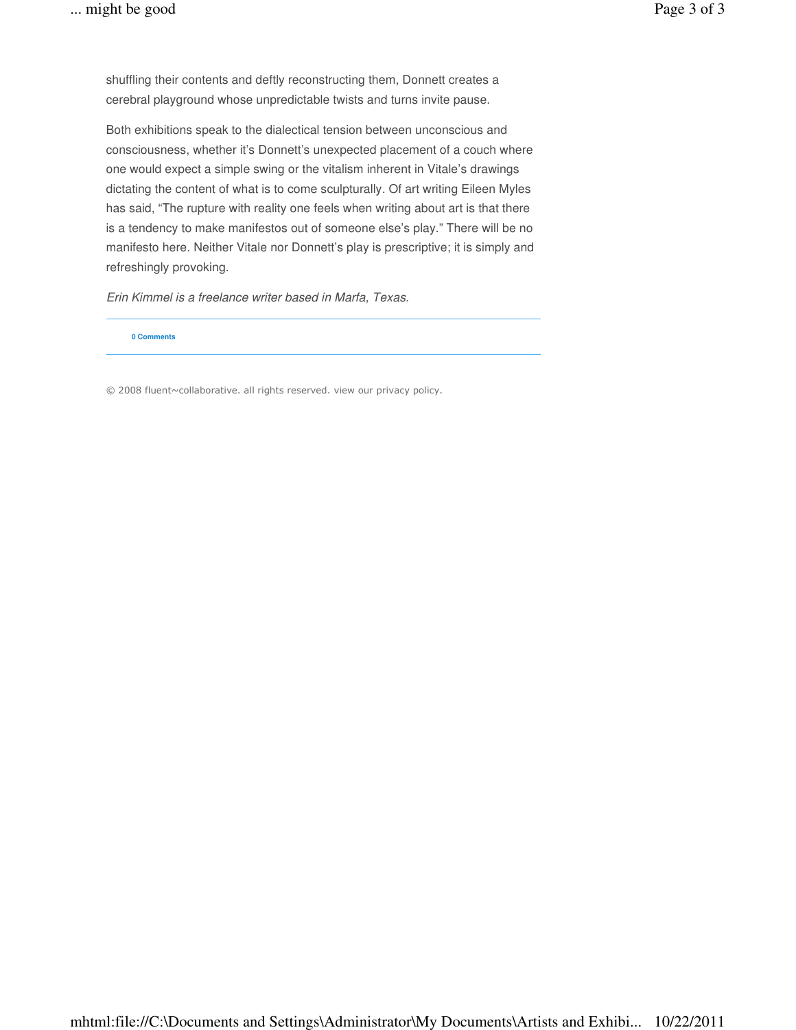shuffling their contents and deftly reconstructing them, Donnett creates a cerebral playground whose unpredictable twists and turns invite pause.

Both exhibitions speak to the dialectical tension between unconscious and consciousness, whether it's Donnett's unexpected placement of a couch where one would expect a simple swing or the vitalism inherent in Vitale's drawings dictating the content of what is to come sculpturally. Of art writing Eileen Myles has said, "The rupture with reality one feels when writing about art is that there is a tendency to make manifestos out of someone else's play." There will be no manifesto here. Neither Vitale nor Donnett's play is prescriptive; it is simply and refreshingly provoking.

*Erin Kimmel is a freelance writer based in Marfa, Texas.*

---

**0 Comments**

---

© 2008 fluent~collaborative. all rights reserved. view our privacy policy.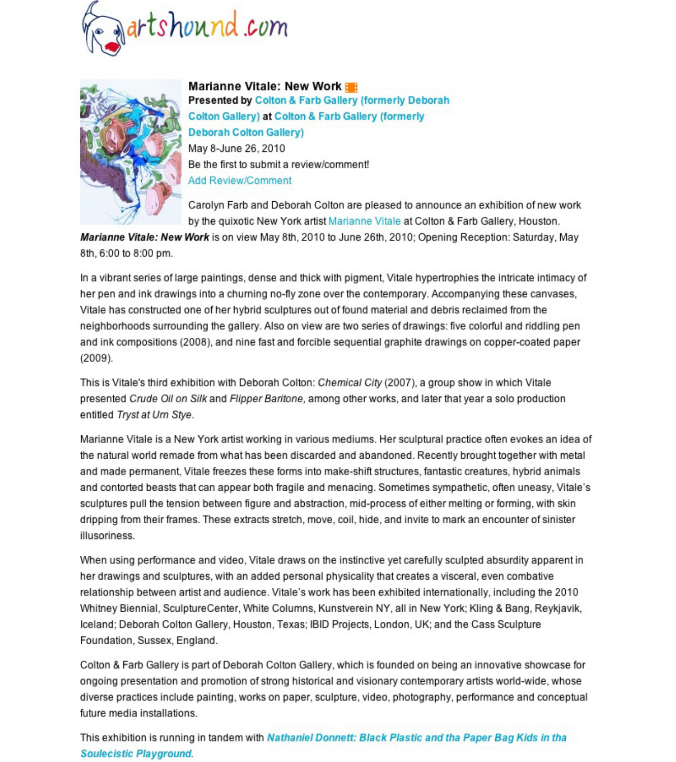artshound.com

## Marianne Vitale: New Work

**Presented by Colton & Farb Gallery (formerly Deborah Colton Gallery) at Colton & Farb Gallery (formerly Deborah Colton Gallery)**

May 8-June 26, 2010

Be the first to submit a review/comment!

Add Review/Comment

Carolyn Farb and Deborah Colton are pleased to announce an exhibition of new work by the quixotic New York artist Marianne Vitale at Colton & Farb Gallery, Houston. ***Marianne Vitale: New Work*** is on view May 8th, 2010 to June 26th, 2010; Opening Reception: Saturday, May 8th, 6:00 to 8:00 pm.

In a vibrant series of large paintings, dense and thick with pigment, Vitale hypertrophies the intricate intimacy of her pen and ink drawings into a churning no-fly zone over the contemporary. Accompanying these canvases, Vitale has constructed one of her hybrid sculptures out of found material and debris reclaimed from the neighborhoods surrounding the gallery. Also on view are two series of drawings: five colorful and riddling pen and ink compositions (2008), and nine fast and forcible sequential graphite drawings on copper-coated paper (2009).

This is Vitale's third exhibition with Deborah Colton: *Chemical City* (2007), a group show in which Vitale presented *Crude Oil on Silk* and *Flipper Baritone,* among other works, and later that year a solo production entitled *Tryst at Urn Stye*.

Marianne Vitale is a New York artist working in various mediums. Her sculptural practice often evokes an idea of the natural world remade from what has been discarded and abandoned. Recently brought together with metal and made permanent, Vitale freezes these forms into make-shift structures, fantastic creatures, hybrid animals and contorted beasts that can appear both fragile and menacing. Sometimes sympathetic, often uneasy, Vitale's sculptures pull the tension between figure and abstraction, mid-process of either melting or forming, with skin dripping from their frames. These extracts stretch, move, coil, hide, and invite to mark an encounter of sinister illusoriness.

When using performance and video, Vitale draws on the instinctive yet carefully sculpted absurdity apparent in her drawings and sculptures, with an added personal physicality that creates a visceral, even combative relationship between artist and audience. Vitale's work has been exhibited internationally, including the 2010 Whitney Biennial, SculptureCenter, White Columns, Kunstverein NY, all in New York; Kling & Bang, Reykjavik, Iceland; Deborah Colton Gallery, Houston, Texas; IBID Projects, London, UK; and the Cass Sculpture Foundation, Sussex, England.

Colton & Farb Gallery is part of Deborah Colton Gallery, which is founded on being an innovative showcase for ongoing presentation and promotion of strong historical and visionary contemporary artists world-wide, whose diverse practices include painting, works on paper, sculpture, video, photography, performance and conceptual future media installations.

This exhibition is running in tandem with ***Nathaniel Donnett: Black Plastic and tha Paper Bag Kids in tha Soulecistic Playground***.